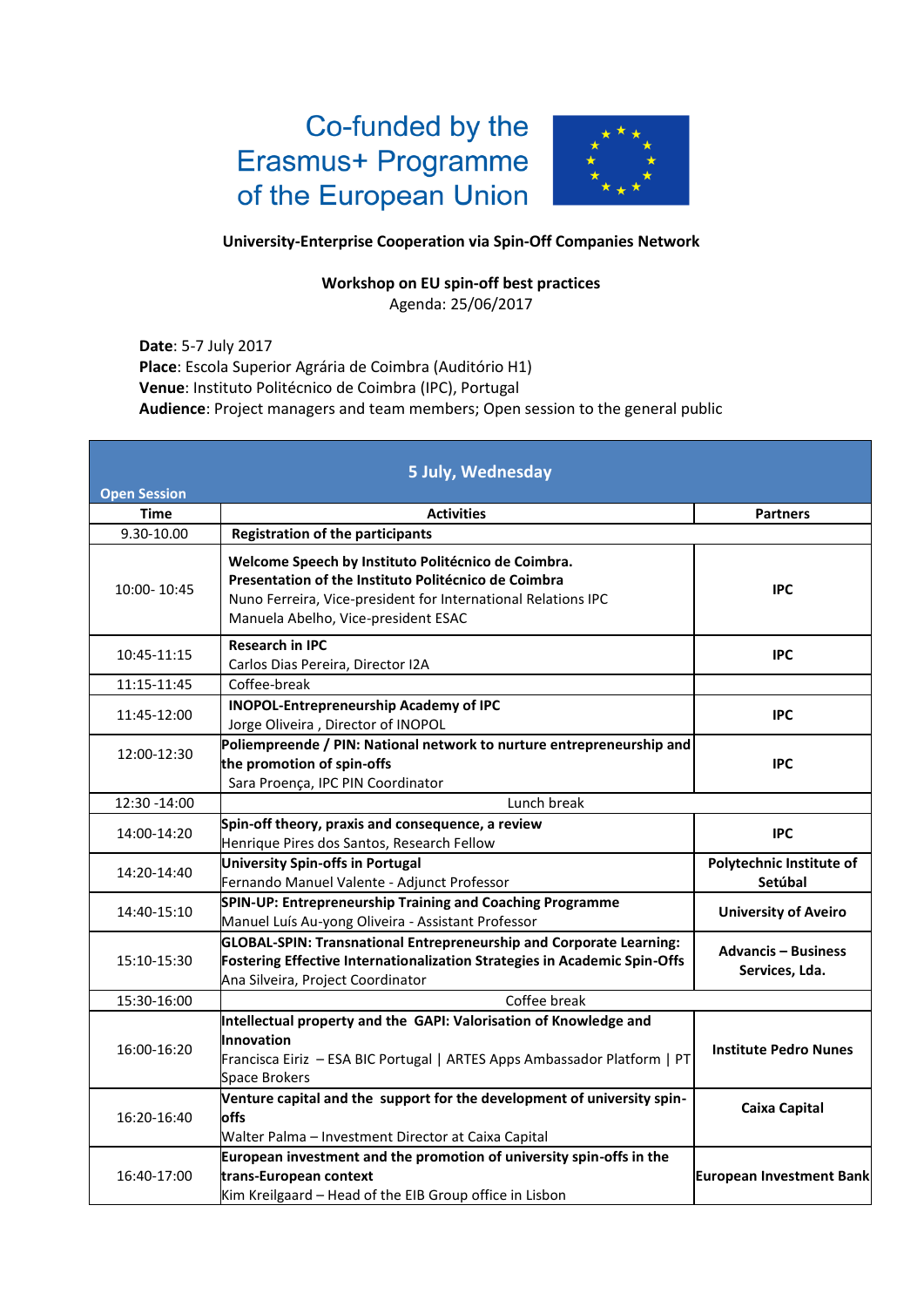Co-funded by the Erasmus+ Programme of the European Union

**University-Enterprise Cooperation via Spin-Off Companies Network**

**Workshop on EU spin-off best practices**
Agenda: 25/06/2017

**Date**: 5-7 July 2017
**Place**: Escola Superior Agrária de Coimbra (Auditório H1)
**Venue**: Instituto Politécnico de Coimbra (IPC), Portugal
**Audience**: Project managers and team members; Open session to the general public

| **5 July, Wednesday** (Open Session) | | |
|---|---|---|
| **Time** | **Activities** | **Partners** |
| 9.30-10.00 | **Registration of the participants** | |
| 10:00- 10:45 | **Welcome Speech by Instituto Politécnico de Coimbra. Presentation of the Instituto Politécnico de Coimbra**<br>Nuno Ferreira, Vice-president for International Relations IPC<br>Manuela Abelho, Vice-president ESAC | **IPC** |
| 10:45-11:15 | **Research in IPC**<br>Carlos Dias Pereira, Director I2A | **IPC** |
| 11:15-11:45 | Coffee-break | |
| 11:45-12:00 | **INOPOL-Entrepreneurship Academy of IPC**<br>Jorge Oliveira , Director of INOPOL | **IPC** |
| 12:00-12:30 | **Poliempreende / PIN: National network to nurture entrepreneurship and the promotion of spin-offs**<br>Sara Proença, IPC PIN Coordinator | **IPC** |
| 12:30 -14:00 | Lunch break | |
| 14:00-14:20 | **Spin-off theory, praxis and consequence, a review**<br>Henrique Pires dos Santos, Research Fellow | **IPC** |
| 14:20-14:40 | **University Spin-offs in Portugal**<br>Fernando Manuel Valente - Adjunct Professor | **Polytechnic Institute of Setúbal** |
| 14:40-15:10 | **SPIN-UP: Entrepreneurship Training and Coaching Programme**<br>Manuel Luís Au-yong Oliveira - Assistant Professor | **University of Aveiro** |
| 15:10-15:30 | **GLOBAL-SPIN: Transnational Entrepreneurship and Corporate Learning: Fostering Effective Internationalization Strategies in Academic Spin-Offs**<br>Ana Silveira, Project Coordinator | **Advancis – Business Services, Lda.** |
| 15:30-16:00 | Coffee break | |
| 16:00-16:20 | **Intellectual property and the GAPI: Valorisation of Knowledge and Innovation**<br>Francisca Eiriz – ESA BIC Portugal \| ARTES Apps Ambassador Platform \| PT Space Brokers | **Institute Pedro Nunes** |
| 16:20-16:40 | **Venture capital and the support for the development of university spin-offs**<br>Walter Palma – Investment Director at Caixa Capital | **Caixa Capital** |
| 16:40-17:00 | **European investment and the promotion of university spin-offs in the trans-European context**<br>Kim Kreilgaard – Head of the EIB Group office in Lisbon | **European Investment Bank** |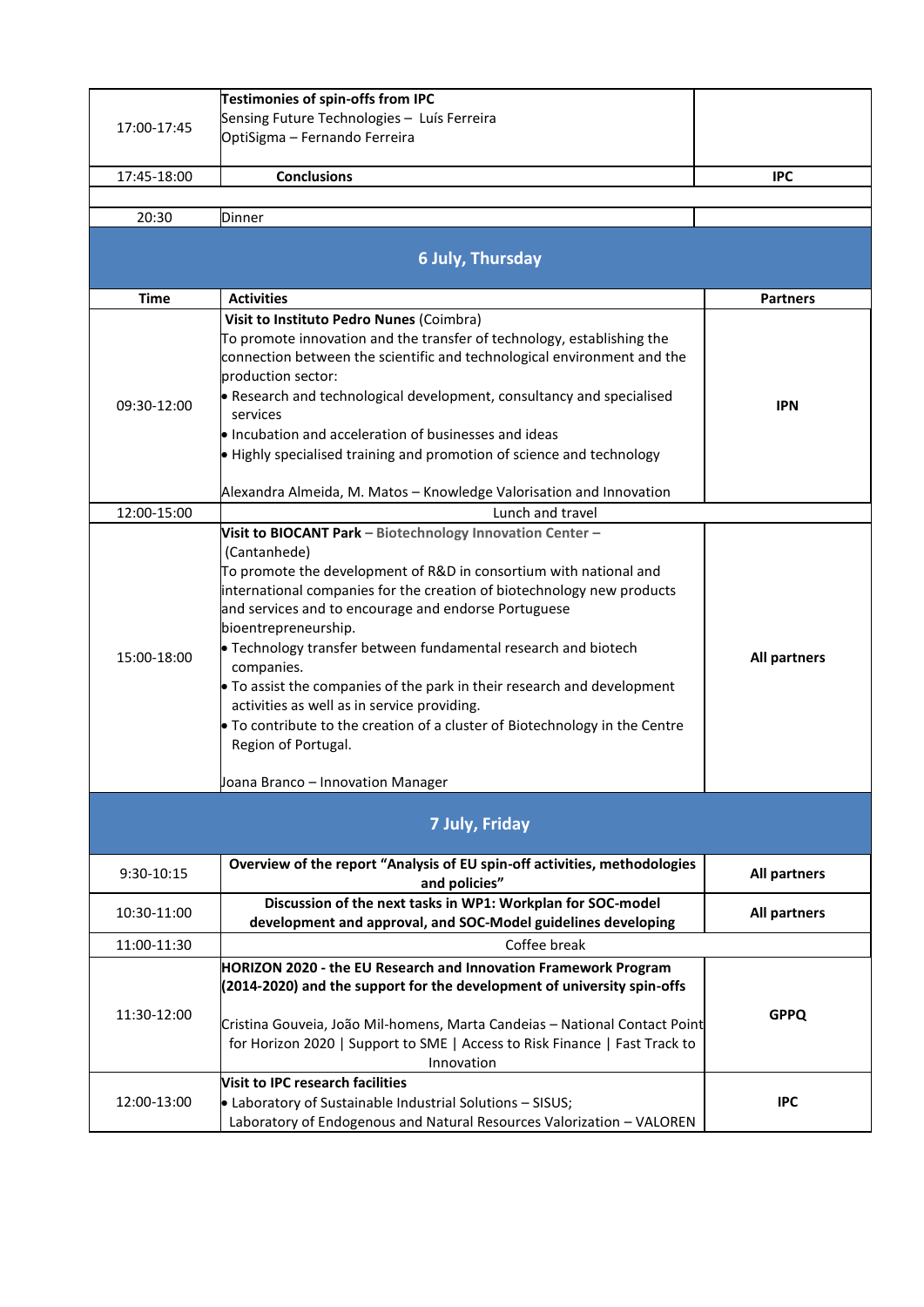| | | |
|---|---|---|
| 17:00-17:45 | **Testimonies of spin-offs from IPC**<br>Sensing Future Technologies – Luís Ferreira<br>OptiSigma – Fernando Ferreira | |
| 17:45-18:00 | **Conclusions** | **IPC** |
| | | |
| 20:30 | Dinner | |

## 6 July, Thursday

| Time | Activities | Partners |
|---|---|---|
| 09:30-12:00 | **Visit to Instituto Pedro Nunes** (Coimbra)<br>To promote innovation and the transfer of technology, establishing the connection between the scientific and technological environment and the production sector:<br>• Research and technological development, consultancy and specialised services<br>• Incubation and acceleration of businesses and ideas<br>• Highly specialised training and promotion of science and technology<br><br>Alexandra Almeida, M. Matos – Knowledge Valorisation and Innovation | **IPN** |
| 12:00-15:00 | Lunch and travel | |
| 15:00-18:00 | **Visit to BIOCANT Park** – **Biotechnology Innovation Center** – (Cantanhede)<br>To promote the development of R&D in consortium with national and international companies for the creation of biotechnology new products and services and to encourage and endorse Portuguese bioentrepreneurship.<br>• Technology transfer between fundamental research and biotech companies.<br>• To assist the companies of the park in their research and development activities as well as in service providing.<br>• To contribute to the creation of a cluster of Biotechnology in the Centre Region of Portugal.<br><br>Joana Branco – Innovation Manager | **All partners** |

## 7 July, Friday

| | | |
|---|---|---|
| 9:30-10:15 | **Overview of the report "Analysis of EU spin-off activities, methodologies and policies"** | **All partners** |
| 10:30-11:00 | **Discussion of the next tasks in WP1: Workplan for SOC-model development and approval, and SOC-Model guidelines developing** | **All partners** |
| 11:00-11:30 | Coffee break | |
| 11:30-12:00 | **HORIZON 2020 - the EU Research and Innovation Framework Program (2014-2020) and the support for the development of university spin-offs**<br><br>Cristina Gouveia, João Mil-homens, Marta Candeias – National Contact Point for Horizon 2020 \| Support to SME \| Access to Risk Finance \| Fast Track to Innovation | **GPPQ** |
| 12:00-13:00 | **Visit to IPC research facilities**<br>• Laboratory of Sustainable Industrial Solutions – SISUS;<br>Laboratory of Endogenous and Natural Resources Valorization – VALOREN | **IPC** |